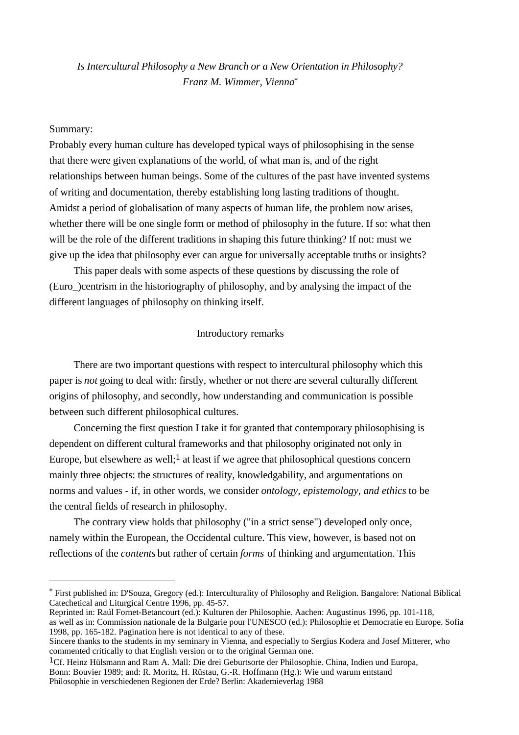*Is Intercultural Philosophy a New Branch or a New Orientation in Philosophy?*
*Franz M. Wimmer, Vienna*[*]

Summary:
Probably every human culture has developed typical ways of philosophising in the sense that there were given explanations of the world, of what man is, and of the right relationships between human beings. Some of the cultures of the past have invented systems of writing and documentation, thereby establishing long lasting traditions of thought. Amidst a period of globalisation of many aspects of human life, the problem now arises, whether there will be one single form or method of philosophy in the future. If so: what then will be the role of the different traditions in shaping this future thinking? If not: must we give up the idea that philosophy ever can argue for universally acceptable truths or insights?

This paper deals with some aspects of these questions by discussing the role of (Euro_)centrism in the historiography of philosophy, and by analysing the impact of the different languages of philosophy on thinking itself.

## Introductory remarks

There are two important questions with respect to intercultural philosophy which this paper is *not* going to deal with: firstly, whether or not there are several culturally different origins of philosophy, and secondly, how understanding and communication is possible between such different philosophical cultures.

Concerning the first question I take it for granted that contemporary philosophising is dependent on different cultural frameworks and that philosophy originated not only in Europe, but elsewhere as well;[1] at least if we agree that philosophical questions concern mainly three objects: the structures of reality, knowledgability, and argumentations on norms and values - if, in other words, we consider *ontology, epistemology, and ethics* to be the central fields of research in philosophy.

The contrary view holds that philosophy ("in a strict sense") developed only once, namely within the European, the Occidental culture. This view, however, is based not on reflections of the *contents* but rather of certain *forms* of thinking and argumentation. This

---

[*] First published in: D'Souza, Gregory (ed.): Interculturality of Philosophy and Religion. Bangalore: National Biblical Catechetical and Liturgical Centre 1996, pp. 45-57.
Reprinted in: Raúl Fornet-Betancourt (ed.): Kulturen der Philosophie. Aachen: Augustinus 1996, pp. 101-118, as well as in: Commission nationale de la Bulgarie pour l'UNESCO (ed.): Philosophie et Democratie en Europe. Sofia 1998, pp. 165-182. Pagination here is not identical to any of these.
Sincere thanks to the students in my seminary in Vienna, and especially to Sergius Kodera and Josef Mitterer, who commented critically to that English version or to the original German one.

[1] Cf. Heinz Hülsmann and Ram A. Mall: Die drei Geburtsorte der Philosophie. China, Indien und Europa, Bonn: Bouvier 1989; and: R. Moritz, H. Rüstau, G.-R. Hoffmann (Hg.): Wie und warum entstand Philosophie in verschiedenen Regionen der Erde? Berlin: Akademieverlag 1988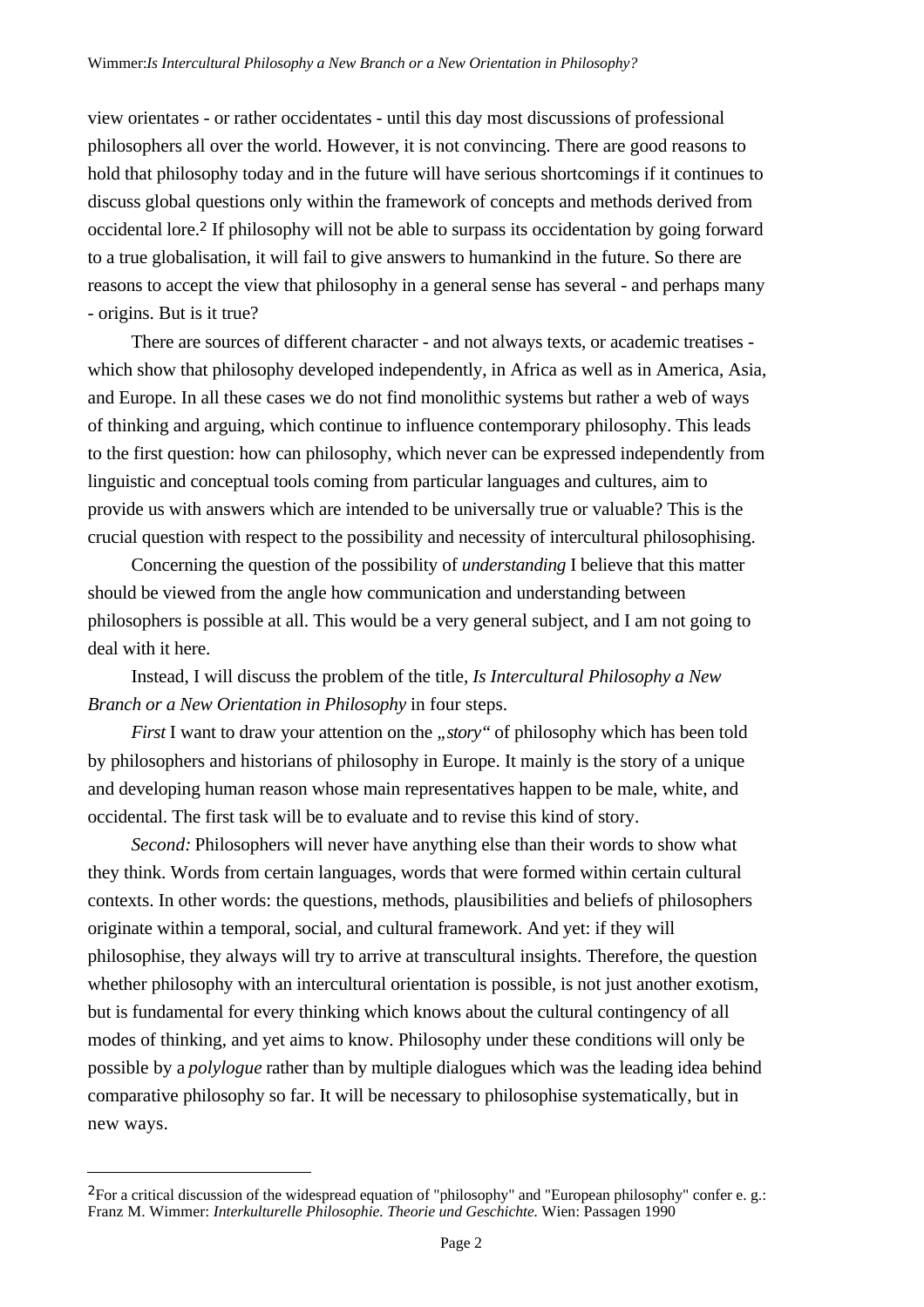view orientates - or rather occidentates - until this day most discussions of professional philosophers all over the world. However, it is not convincing. There are good reasons to hold that philosophy today and in the future will have serious shortcomings if it continues to discuss global questions only within the framework of concepts and methods derived from occidental lore.[2] If philosophy will not be able to surpass its occidentation by going forward to a true globalisation, it will fail to give answers to humankind in the future. So there are reasons to accept the view that philosophy in a general sense has several - and perhaps many - origins. But is it true?

There are sources of different character - and not always texts, or academic treatises - which show that philosophy developed independently, in Africa as well as in America, Asia, and Europe. In all these cases we do not find monolithic systems but rather a web of ways of thinking and arguing, which continue to influence contemporary philosophy. This leads to the first question: how can philosophy, which never can be expressed independently from linguistic and conceptual tools coming from particular languages and cultures, aim to provide us with answers which are intended to be universally true or valuable? This is the crucial question with respect to the possibility and necessity of intercultural philosophising.

Concerning the question of the possibility of *understanding* I believe that this matter should be viewed from the angle how communication and understanding between philosophers is possible at all. This would be a very general subject, and I am not going to deal with it here.

Instead, I will discuss the problem of the title, *Is Intercultural Philosophy a New Branch or a New Orientation in Philosophy* in four steps.

*First* I want to draw your attention on the *„story"* of philosophy which has been told by philosophers and historians of philosophy in Europe. It mainly is the story of a unique and developing human reason whose main representatives happen to be male, white, and occidental. The first task will be to evaluate and to revise this kind of story.

*Second:* Philosophers will never have anything else than their words to show what they think. Words from certain languages, words that were formed within certain cultural contexts. In other words: the questions, methods, plausibilities and beliefs of philosophers originate within a temporal, social, and cultural framework. And yet: if they will philosophise, they always will try to arrive at transcultural insights. Therefore, the question whether philosophy with an intercultural orientation is possible, is not just another exotism, but is fundamental for every thinking which knows about the cultural contingency of all modes of thinking, and yet aims to know. Philosophy under these conditions will only be possible by a *polylogue* rather than by multiple dialogues which was the leading idea behind comparative philosophy so far. It will be necessary to philosophise systematically, but in new ways.

---

[2] For a critical discussion of the widespread equation of "philosophy" and "European philosophy" confer e. g.: Franz M. Wimmer: *Interkulturelle Philosophie. Theorie und Geschichte.* Wien: Passagen 1990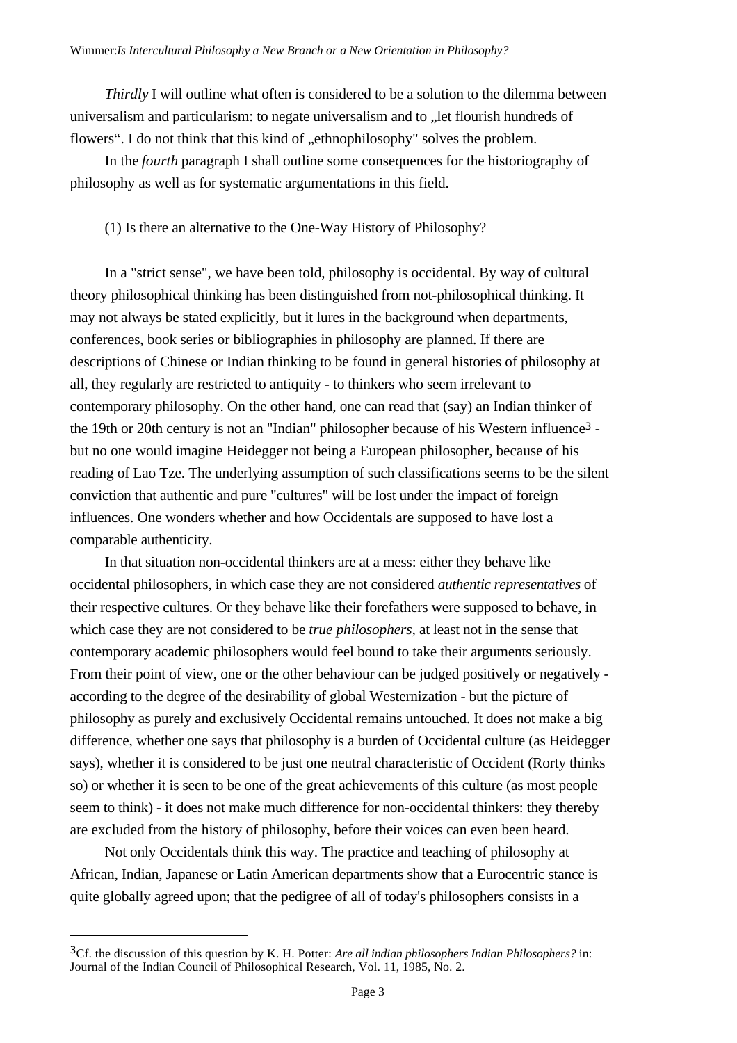*Thirdly* I will outline what often is considered to be a solution to the dilemma between universalism and particularism: to negate universalism and to „let flourish hundreds of flowers“. I do not think that this kind of „ethnophilosophy" solves the problem.

In the *fourth* paragraph I shall outline some consequences for the historiography of philosophy as well as for systematic argumentations in this field.

(1) Is there an alternative to the One-Way History of Philosophy?

In a "strict sense", we have been told, philosophy is occidental. By way of cultural theory philosophical thinking has been distinguished from not-philosophical thinking. It may not always be stated explicitly, but it lures in the background when departments, conferences, book series or bibliographies in philosophy are planned. If there are descriptions of Chinese or Indian thinking to be found in general histories of philosophy at all, they regularly are restricted to antiquity - to thinkers who seem irrelevant to contemporary philosophy. On the other hand, one can read that (say) an Indian thinker of the 19th or 20th century is not an "Indian" philosopher because of his Western influence[3] - but no one would imagine Heidegger not being a European philosopher, because of his reading of Lao Tze. The underlying assumption of such classifications seems to be the silent conviction that authentic and pure "cultures" will be lost under the impact of foreign influences. One wonders whether and how Occidentals are supposed to have lost a comparable authenticity.

In that situation non-occidental thinkers are at a mess: either they behave like occidental philosophers, in which case they are not considered *authentic representatives* of their respective cultures. Or they behave like their forefathers were supposed to behave, in which case they are not considered to be *true philosophers*, at least not in the sense that contemporary academic philosophers would feel bound to take their arguments seriously. From their point of view, one or the other behaviour can be judged positively or negatively - according to the degree of the desirability of global Westernization - but the picture of philosophy as purely and exclusively Occidental remains untouched. It does not make a big difference, whether one says that philosophy is a burden of Occidental culture (as Heidegger says), whether it is considered to be just one neutral characteristic of Occident (Rorty thinks so) or whether it is seen to be one of the great achievements of this culture (as most people seem to think) - it does not make much difference for non-occidental thinkers: they thereby are excluded from the history of philosophy, before their voices can even been heard.

Not only Occidentals think this way. The practice and teaching of philosophy at African, Indian, Japanese or Latin American departments show that a Eurocentric stance is quite globally agreed upon; that the pedigree of all of today's philosophers consists in a

---

[3] Cf. the discussion of this question by K. H. Potter: *Are all indian philosophers Indian Philosophers?* in: Journal of the Indian Council of Philosophical Research, Vol. 11, 1985, No. 2.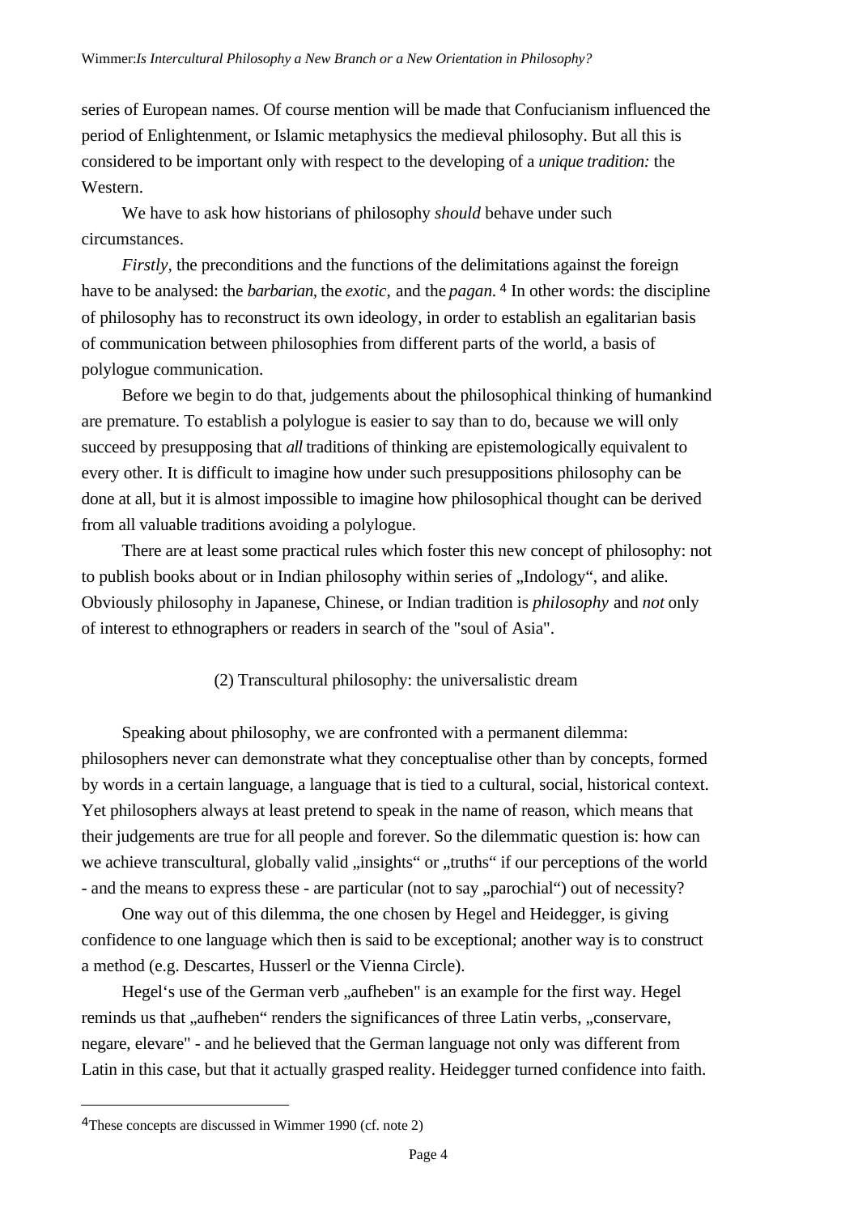series of European names. Of course mention will be made that Confucianism influenced the period of Enlightenment, or Islamic metaphysics the medieval philosophy. But all this is considered to be important only with respect to the developing of a *unique tradition:* the Western.

We have to ask how historians of philosophy *should* behave under such circumstances.

*Firstly*, the preconditions and the functions of the delimitations against the foreign have to be analysed: the *barbarian*, the *exotic,* and the *pagan.* [4] In other words: the discipline of philosophy has to reconstruct its own ideology, in order to establish an egalitarian basis of communication between philosophies from different parts of the world, a basis of polylogue communication.

Before we begin to do that, judgements about the philosophical thinking of humankind are premature. To establish a polylogue is easier to say than to do, because we will only succeed by presupposing that *all* traditions of thinking are epistemologically equivalent to every other. It is difficult to imagine how under such presuppositions philosophy can be done at all, but it is almost impossible to imagine how philosophical thought can be derived from all valuable traditions avoiding a polylogue.

There are at least some practical rules which foster this new concept of philosophy: not to publish books about or in Indian philosophy within series of „Indology“, and alike. Obviously philosophy in Japanese, Chinese, or Indian tradition is *philosophy* and *not* only of interest to ethnographers or readers in search of the "soul of Asia".

## (2) Transcultural philosophy: the universalistic dream

Speaking about philosophy, we are confronted with a permanent dilemma: philosophers never can demonstrate what they conceptualise other than by concepts, formed by words in a certain language, a language that is tied to a cultural, social, historical context. Yet philosophers always at least pretend to speak in the name of reason, which means that their judgements are true for all people and forever. So the dilemmatic question is: how can we achieve transcultural, globally valid „insights“ or „truths“ if our perceptions of the world - and the means to express these - are particular (not to say „parochial“) out of necessity?

One way out of this dilemma, the one chosen by Hegel and Heidegger, is giving confidence to one language which then is said to be exceptional; another way is to construct a method (e.g. Descartes, Husserl or the Vienna Circle).

Hegel‘s use of the German verb „aufheben" is an example for the first way. Hegel reminds us that „aufheben“ renders the significances of three Latin verbs, „conservare, negare, elevare" - and he believed that the German language not only was different from Latin in this case, but that it actually grasped reality. Heidegger turned confidence into faith.

---

[4] These concepts are discussed in Wimmer 1990 (cf. note 2)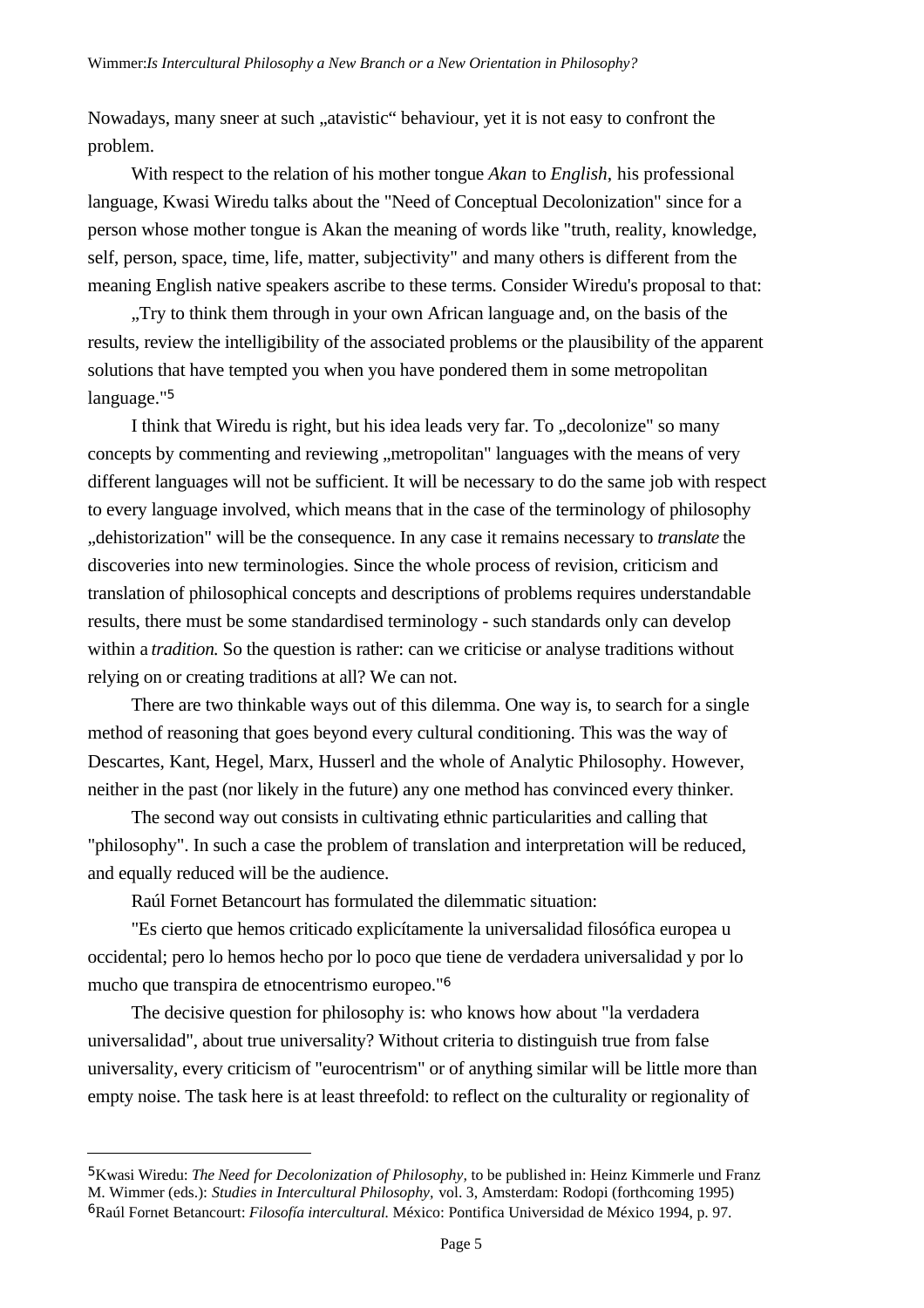Nowadays, many sneer at such „atavistic“ behaviour, yet it is not easy to confront the problem.

With respect to the relation of his mother tongue *Akan* to *English,* his professional language, Kwasi Wiredu talks about the "Need of Conceptual Decolonization" since for a person whose mother tongue is Akan the meaning of words like "truth, reality, knowledge, self, person, space, time, life, matter, subjectivity" and many others is different from the meaning English native speakers ascribe to these terms. Consider Wiredu's proposal to that:

„Try to think them through in your own African language and, on the basis of the results, review the intelligibility of the associated problems or the plausibility of the apparent solutions that have tempted you when you have pondered them in some metropolitan language."[5]

I think that Wiredu is right, but his idea leads very far. To „decolonize" so many concepts by commenting and reviewing „metropolitan" languages with the means of very different languages will not be sufficient. It will be necessary to do the same job with respect to every language involved, which means that in the case of the terminology of philosophy „dehistorization" will be the consequence. In any case it remains necessary to *translate* the discoveries into new terminologies. Since the whole process of revision, criticism and translation of philosophical concepts and descriptions of problems requires understandable results, there must be some standardised terminology - such standards only can develop within a *tradition.* So the question is rather: can we criticise or analyse traditions without relying on or creating traditions at all? We can not.

There are two thinkable ways out of this dilemma. One way is, to search for a single method of reasoning that goes beyond every cultural conditioning. This was the way of Descartes, Kant, Hegel, Marx, Husserl and the whole of Analytic Philosophy. However, neither in the past (nor likely in the future) any one method has convinced every thinker.

The second way out consists in cultivating ethnic particularities and calling that "philosophy". In such a case the problem of translation and interpretation will be reduced, and equally reduced will be the audience.

Raúl Fornet Betancourt has formulated the dilemmatic situation:

"Es cierto que hemos criticado explícitamente la universalidad filosófica europea u occidental; pero lo hemos hecho por lo poco que tiene de verdadera universalidad y por lo mucho que transpira de etnocentrismo europeo."[6]

The decisive question for philosophy is: who knows how about "la verdadera universalidad", about true universality? Without criteria to distinguish true from false universality, every criticism of "eurocentrism" or of anything similar will be little more than empty noise. The task here is at least threefold: to reflect on the culturality or regionality of

---

[5] Kwasi Wiredu: *The Need for Decolonization of Philosophy,* to be published in: Heinz Kimmerle und Franz M. Wimmer (eds.): *Studies in Intercultural Philosophy,* vol. 3, Amsterdam: Rodopi (forthcoming 1995)

[6] Raúl Fornet Betancourt: *Filosofía intercultural.* México: Pontifica Universidad de México 1994, p. 97.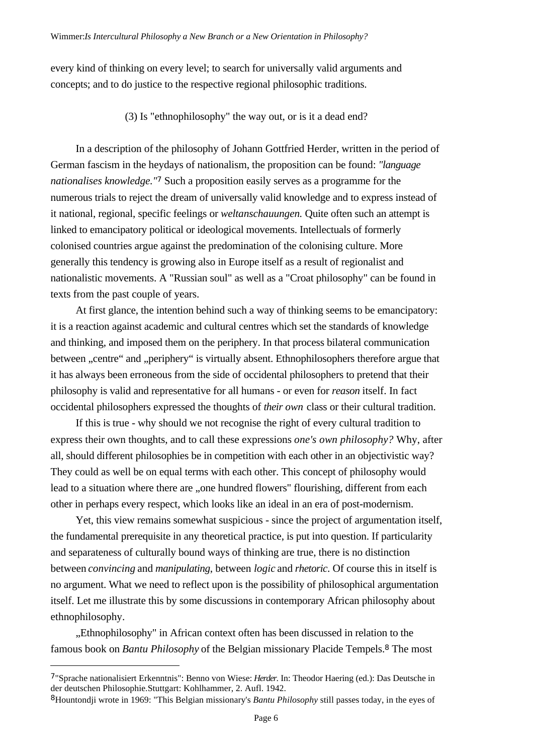every kind of thinking on every level; to search for universally valid arguments and concepts; and to do justice to the respective regional philosophic traditions.

(3) Is "ethnophilosophy" the way out, or is it a dead end?

In a description of the philosophy of Johann Gottfried Herder, written in the period of German fascism in the heydays of nationalism, the proposition can be found: *"language nationalises knowledge."*[7] Such a proposition easily serves as a programme for the numerous trials to reject the dream of universally valid knowledge and to express instead of it national, regional, specific feelings or *weltanschauungen.* Quite often such an attempt is linked to emancipatory political or ideological movements. Intellectuals of formerly colonised countries argue against the predomination of the colonising culture. More generally this tendency is growing also in Europe itself as a result of regionalist and nationalistic movements. A "Russian soul" as well as a "Croat philosophy" can be found in texts from the past couple of years.

At first glance, the intention behind such a way of thinking seems to be emancipatory: it is a reaction against academic and cultural centres which set the standards of knowledge and thinking, and imposed them on the periphery. In that process bilateral communication between „centre" and „periphery" is virtually absent. Ethnophilosophers therefore argue that it has always been erroneous from the side of occidental philosophers to pretend that their philosophy is valid and representative for all humans - or even for *reason* itself. In fact occidental philosophers expressed the thoughts of *their own* class or their cultural tradition.

If this is true - why should we not recognise the right of every cultural tradition to express their own thoughts, and to call these expressions *one's own philosophy?* Why, after all, should different philosophies be in competition with each other in an objectivistic way? They could as well be on equal terms with each other. This concept of philosophy would lead to a situation where there are „one hundred flowers" flourishing, different from each other in perhaps every respect, which looks like an ideal in an era of post-modernism.

Yet, this view remains somewhat suspicious - since the project of argumentation itself, the fundamental prerequisite in any theoretical practice, is put into question. If particularity and separateness of culturally bound ways of thinking are true, there is no distinction between *convincing* and *manipulating*, between *logic* and *rhetoric.* Of course this in itself is no argument. What we need to reflect upon is the possibility of philosophical argumentation itself. Let me illustrate this by some discussions in contemporary African philosophy about ethnophilosophy.

„Ethnophilosophy" in African context often has been discussed in relation to the famous book on *Bantu Philosophy* of the Belgian missionary Placide Tempels.[8] The most

---

[7] "Sprache nationalisiert Erkenntnis": Benno von Wiese: *Herder.* In: Theodor Haering (ed.): Das Deutsche in der deutschen Philosophie.Stuttgart: Kohlhammer, 2. Aufl. 1942.

[8] Hountondji wrote in 1969: "This Belgian missionary's *Bantu Philosophy* still passes today, in the eyes of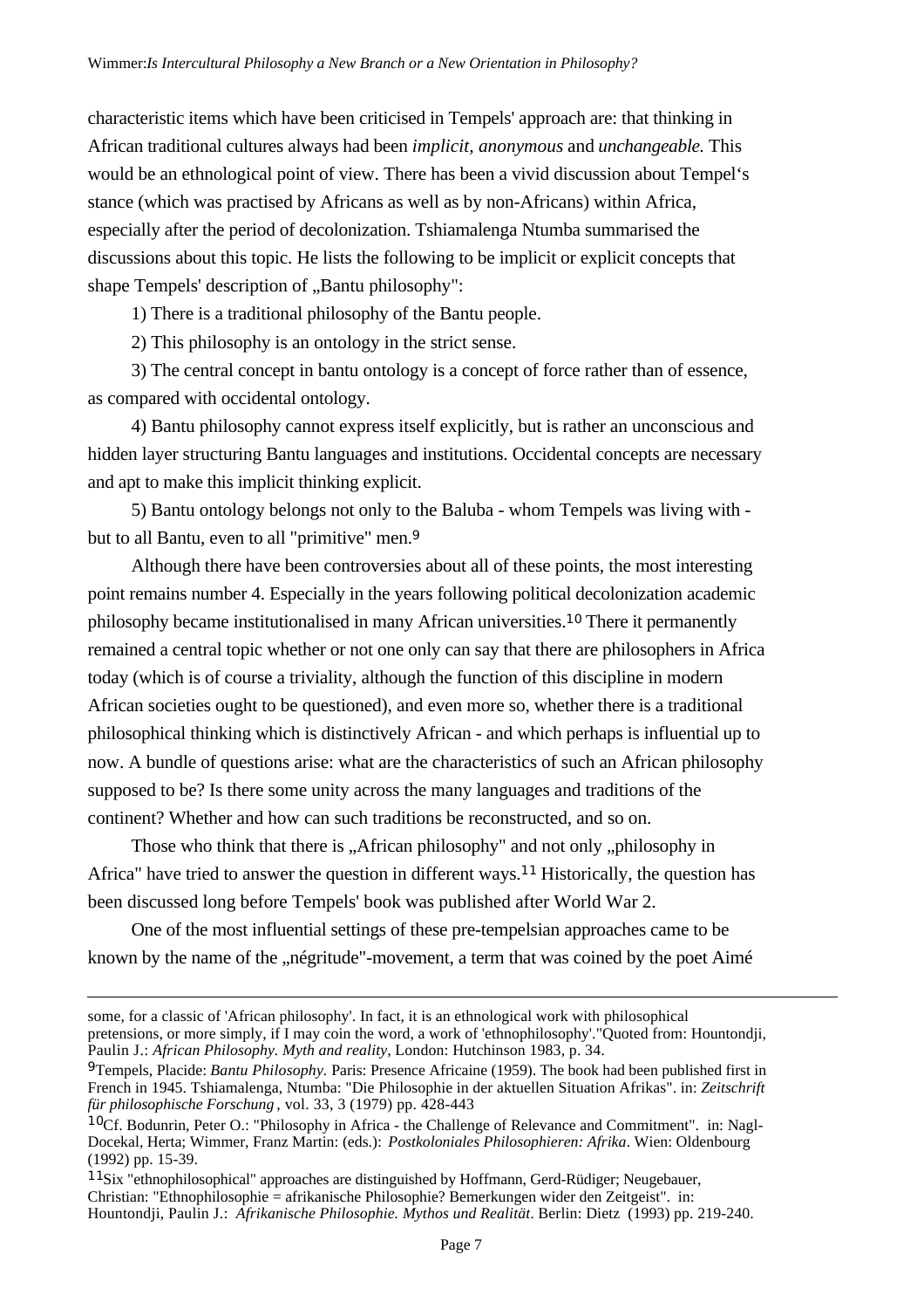characteristic items which have been criticised in Tempels' approach are: that thinking in African traditional cultures always had been *implicit, anonymous* and *unchangeable.* This would be an ethnological point of view. There has been a vivid discussion about Tempel's stance (which was practised by Africans as well as by non-Africans) within Africa, especially after the period of decolonization. Tshiamalenga Ntumba summarised the discussions about this topic. He lists the following to be implicit or explicit concepts that shape Tempels' description of „Bantu philosophy":

1) There is a traditional philosophy of the Bantu people.

2) This philosophy is an ontology in the strict sense.

3) The central concept in bantu ontology is a concept of force rather than of essence, as compared with occidental ontology.

4) Bantu philosophy cannot express itself explicitly, but is rather an unconscious and hidden layer structuring Bantu languages and institutions. Occidental concepts are necessary and apt to make this implicit thinking explicit.

5) Bantu ontology belongs not only to the Baluba - whom Tempels was living with - but to all Bantu, even to all "primitive" men.[9]

Although there have been controversies about all of these points, the most interesting point remains number 4. Especially in the years following political decolonization academic philosophy became institutionalised in many African universities.[10] There it permanently remained a central topic whether or not one only can say that there are philosophers in Africa today (which is of course a triviality, although the function of this discipline in modern African societies ought to be questioned), and even more so, whether there is a traditional philosophical thinking which is distinctively African - and which perhaps is influential up to now. A bundle of questions arise: what are the characteristics of such an African philosophy supposed to be? Is there some unity across the many languages and traditions of the continent? Whether and how can such traditions be reconstructed, and so on.

Those who think that there is „African philosophy" and not only „philosophy in Africa" have tried to answer the question in different ways.[11] Historically, the question has been discussed long before Tempels' book was published after World War 2.

One of the most influential settings of these pre-tempelsian approaches came to be known by the name of the „négritude"-movement, a term that was coined by the poet Aimé

---

some, for a classic of 'African philosophy'. In fact, it is an ethnological work with philosophical pretensions, or more simply, if I may coin the word, a work of 'ethnophilosophy'."Quoted from: Hountondji, Paulin J.: *African Philosophy. Myth and reality,* London: Hutchinson 1983, p. 34.

[9] Tempels, Placide: *Bantu Philosophy.* Paris: Presence Africaine (1959). The book had been published first in French in 1945. Tshiamalenga, Ntumba: "Die Philosophie in der aktuellen Situation Afrikas". in: *Zeitschrift für philosophische Forschung*, vol. 33, 3 (1979) pp. 428-443

[10] Cf. Bodunrin, Peter O.: "Philosophy in Africa - the Challenge of Relevance and Commitment". in: Nagl-Docekal, Herta; Wimmer, Franz Martin: (eds.): *Postkoloniales Philosophieren: Afrika*. Wien: Oldenbourg (1992) pp. 15-39.

[11] Six "ethnophilosophical" approaches are distinguished by Hoffmann, Gerd-Rüdiger; Neugebauer, Christian: "Ethnophilosophie = afrikanische Philosophie? Bemerkungen wider den Zeitgeist". in: Hountondji, Paulin J.: *Afrikanische Philosophie. Mythos und Realität*. Berlin: Dietz (1993) pp. 219-240.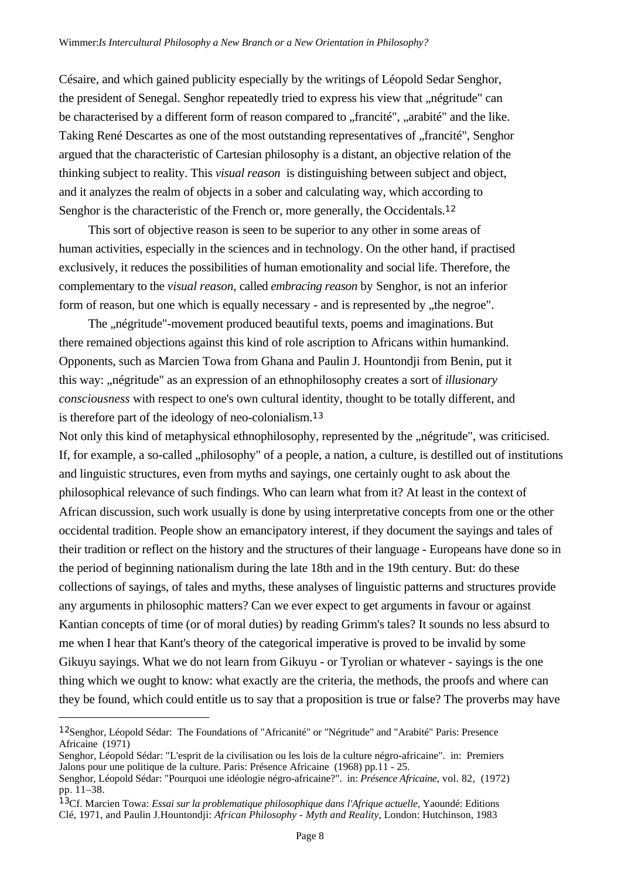Césaire, and which gained publicity especially by the writings of Léopold Sedar Senghor, the president of Senegal. Senghor repeatedly tried to express his view that „négritude" can be characterised by a different form of reason compared to „francité", „arabité" and the like. Taking René Descartes as one of the most outstanding representatives of „francité", Senghor argued that the characteristic of Cartesian philosophy is a distant, an objective relation of the thinking subject to reality. This *visual reason* is distinguishing between subject and object, and it analyzes the realm of objects in a sober and calculating way, which according to Senghor is the characteristic of the French or, more generally, the Occidentals.[12]

This sort of objective reason is seen to be superior to any other in some areas of human activities, especially in the sciences and in technology. On the other hand, if practised exclusively, it reduces the possibilities of human emotionality and social life. Therefore, the complementary to the *visual reason,* called *embracing reason* by Senghor, is not an inferior form of reason, but one which is equally necessary - and is represented by „the negroe".

The „négritude"-movement produced beautiful texts, poems and imaginations. But there remained objections against this kind of role ascription to Africans within humankind. Opponents, such as Marcien Towa from Ghana and Paulin J. Hountondji from Benin, put it this way: „négritude" as an expression of an ethnophilosophy creates a sort of *illusionary consciousness* with respect to one's own cultural identity, thought to be totally different, and is therefore part of the ideology of neo-colonialism.[13]

Not only this kind of metaphysical ethnophilosophy, represented by the „négritude", was criticised. If, for example, a so-called „philosophy" of a people, a nation, a culture, is destilled out of institutions and linguistic structures, even from myths and sayings, one certainly ought to ask about the philosophical relevance of such findings. Who can learn what from it? At least in the context of African discussion, such work usually is done by using interpretative concepts from one or the other occidental tradition. People show an emancipatory interest, if they document the sayings and tales of their tradition or reflect on the history and the structures of their language - Europeans have done so in the period of beginning nationalism during the late 18th and in the 19th century. But: do these collections of sayings, of tales and myths, these analyses of linguistic patterns and structures provide any arguments in philosophic matters? Can we ever expect to get arguments in favour or against Kantian concepts of time (or of moral duties) by reading Grimm's tales? It sounds no less absurd to me when I hear that Kant's theory of the categorical imperative is proved to be invalid by some Gikuyu sayings. What we do not learn from Gikuyu - or Tyrolian or whatever - sayings is the one thing which we ought to know: what exactly are the criteria, the methods, the proofs and where can they be found, which could entitle us to say that a proposition is true or false? The proverbs may have

---

[12] Senghor, Léopold Sédar: The Foundations of "Africanité" or "Négritude" and "Arabité" Paris: Presence Africaine (1971)
Senghor, Léopold Sédar: "L'esprit de la civilisation ou les lois de la culture négro-africaine". in: Premiers Jalons pour une politique de la culture. Paris: Présence Africaine (1968) pp.11 - 25.
Senghor, Léopold Sédar: "Pourquoi une idéologie négro-africaine?". in: *Présence Africaine*, vol. 82, (1972) pp. 11–38.

[13] Cf. Marcien Towa: *Essai sur la problematique philosophique dans l'Afrique actuelle,* Yaoundé: Editions Clé, 1971, and Paulin J.Hountondji: *African Philosophy - Myth and Reality,* London: Hutchinson, 1983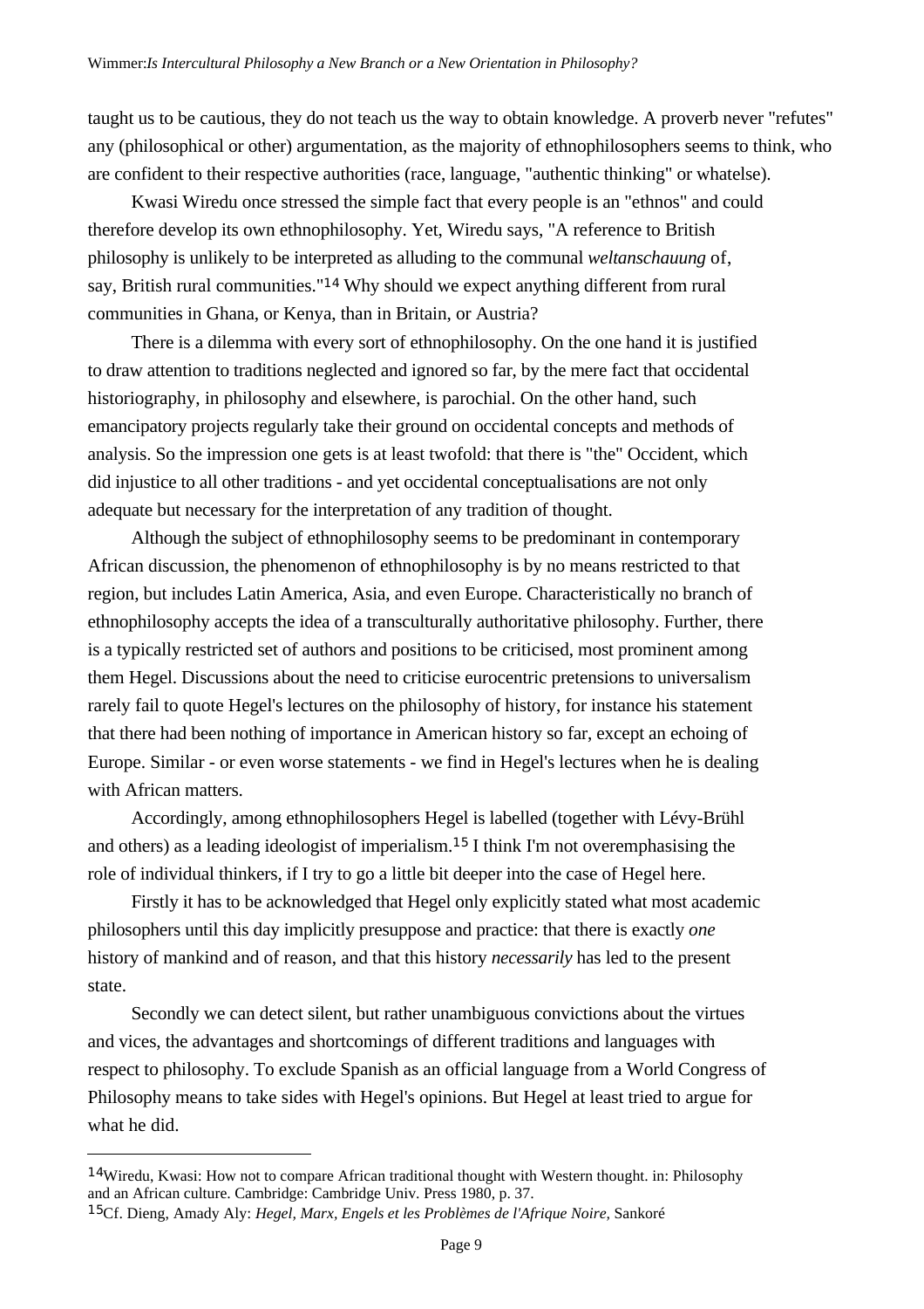taught us to be cautious, they do not teach us the way to obtain knowledge. A proverb never "refutes" any (philosophical or other) argumentation, as the majority of ethnophilosophers seems to think, who are confident to their respective authorities (race, language, "authentic thinking" or whatelse).

Kwasi Wiredu once stressed the simple fact that every people is an "ethnos" and could therefore develop its own ethnophilosophy. Yet, Wiredu says, "A reference to British philosophy is unlikely to be interpreted as alluding to the communal *weltanschauung* of, say, British rural communities."[14] Why should we expect anything different from rural communities in Ghana, or Kenya, than in Britain, or Austria?

There is a dilemma with every sort of ethnophilosophy. On the one hand it is justified to draw attention to traditions neglected and ignored so far, by the mere fact that occidental historiography, in philosophy and elsewhere, is parochial. On the other hand, such emancipatory projects regularly take their ground on occidental concepts and methods of analysis. So the impression one gets is at least twofold: that there is "the" Occident, which did injustice to all other traditions - and yet occidental conceptualisations are not only adequate but necessary for the interpretation of any tradition of thought.

Although the subject of ethnophilosophy seems to be predominant in contemporary African discussion, the phenomenon of ethnophilosophy is by no means restricted to that region, but includes Latin America, Asia, and even Europe. Characteristically no branch of ethnophilosophy accepts the idea of a transculturally authoritative philosophy. Further, there is a typically restricted set of authors and positions to be criticised, most prominent among them Hegel. Discussions about the need to criticise eurocentric pretensions to universalism rarely fail to quote Hegel's lectures on the philosophy of history, for instance his statement that there had been nothing of importance in American history so far, except an echoing of Europe. Similar - or even worse statements - we find in Hegel's lectures when he is dealing with African matters.

Accordingly, among ethnophilosophers Hegel is labelled (together with Lévy-Brühl and others) as a leading ideologist of imperialism.[15] I think I'm not overemphasising the role of individual thinkers, if I try to go a little bit deeper into the case of Hegel here.

Firstly it has to be acknowledged that Hegel only explicitly stated what most academic philosophers until this day implicitly presuppose and practice: that there is exactly *one* history of mankind and of reason, and that this history *necessarily* has led to the present state.

Secondly we can detect silent, but rather unambiguous convictions about the virtues and vices, the advantages and shortcomings of different traditions and languages with respect to philosophy. To exclude Spanish as an official language from a World Congress of Philosophy means to take sides with Hegel's opinions. But Hegel at least tried to argue for what he did.

---

[14] Wiredu, Kwasi: How not to compare African traditional thought with Western thought. in: Philosophy and an African culture. Cambridge: Cambridge Univ. Press 1980, p. 37.

[15] Cf. Dieng, Amady Aly: *Hegel, Marx, Engels et les Problèmes de l'Afrique Noire,* Sankoré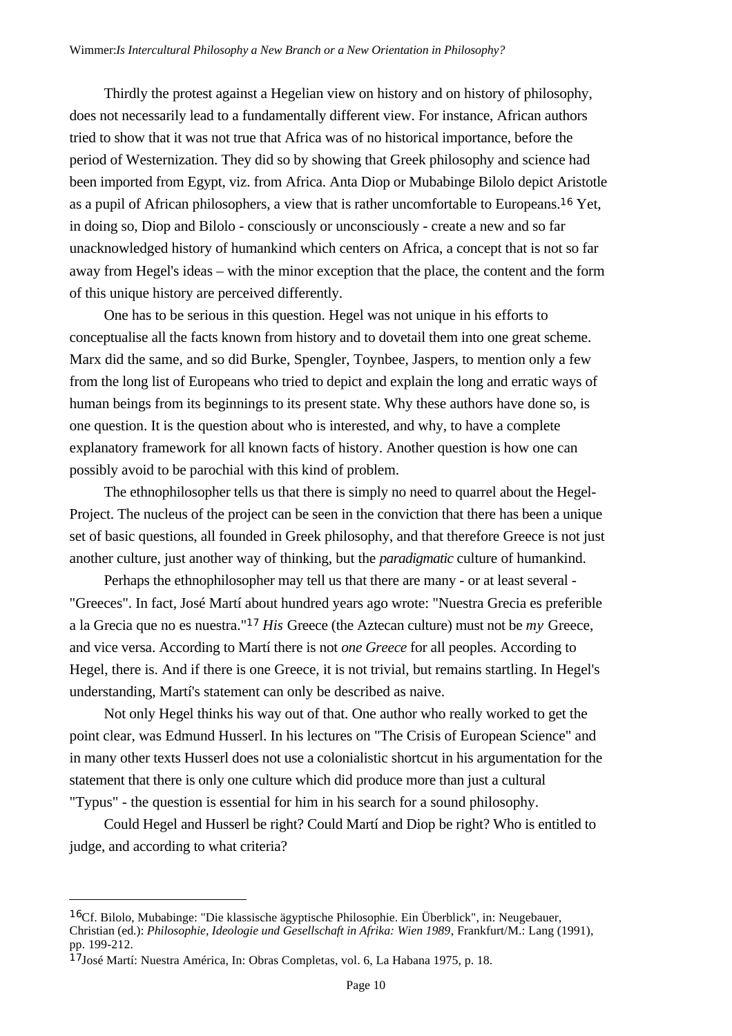Thirdly the protest against a Hegelian view on history and on history of philosophy, does not necessarily lead to a fundamentally different view. For instance, African authors tried to show that it was not true that Africa was of no historical importance, before the period of Westernization. They did so by showing that Greek philosophy and science had been imported from Egypt, viz. from Africa. Anta Diop or Mubabinge Bilolo depict Aristotle as a pupil of African philosophers, a view that is rather uncomfortable to Europeans.[16] Yet, in doing so, Diop and Bilolo - consciously or unconsciously - create a new and so far unacknowledged history of humankind which centers on Africa, a concept that is not so far away from Hegel's ideas – with the minor exception that the place, the content and the form of this unique history are perceived differently.

One has to be serious in this question. Hegel was not unique in his efforts to conceptualise all the facts known from history and to dovetail them into one great scheme. Marx did the same, and so did Burke, Spengler, Toynbee, Jaspers, to mention only a few from the long list of Europeans who tried to depict and explain the long and erratic ways of human beings from its beginnings to its present state. Why these authors have done so, is one question. It is the question about who is interested, and why, to have a complete explanatory framework for all known facts of history. Another question is how one can possibly avoid to be parochial with this kind of problem.

The ethnophilosopher tells us that there is simply no need to quarrel about the Hegel-Project. The nucleus of the project can be seen in the conviction that there has been a unique set of basic questions, all founded in Greek philosophy, and that therefore Greece is not just another culture, just another way of thinking, but the *paradigmatic* culture of humankind.

Perhaps the ethnophilosopher may tell us that there are many - or at least several - "Greeces". In fact, José Martí about hundred years ago wrote: "Nuestra Grecia es preferible a la Grecia que no es nuestra."[17] *His* Greece (the Aztecan culture) must not be *my* Greece, and vice versa. According to Martí there is not *one Greece* for all peoples. According to Hegel, there is. And if there is one Greece, it is not trivial, but remains startling. In Hegel's understanding, Martí's statement can only be described as naive.

Not only Hegel thinks his way out of that. One author who really worked to get the point clear, was Edmund Husserl. In his lectures on "The Crisis of European Science" and in many other texts Husserl does not use a colonialistic shortcut in his argumentation for the statement that there is only one culture which did produce more than just a cultural "Typus" - the question is essential for him in his search for a sound philosophy.

Could Hegel and Husserl be right? Could Martí and Diop be right? Who is entitled to judge, and according to what criteria?

---

[16] Cf. Bilolo, Mubabinge: "Die klassische ägyptische Philosophie. Ein Überblick", in: Neugebauer, Christian (ed.): *Philosophie, Ideologie und Gesellschaft in Afrika: Wien 1989*, Frankfurt/M.: Lang (1991), pp. 199-212.

[17] José Martí: Nuestra América, In: Obras Completas, vol. 6, La Habana 1975, p. 18.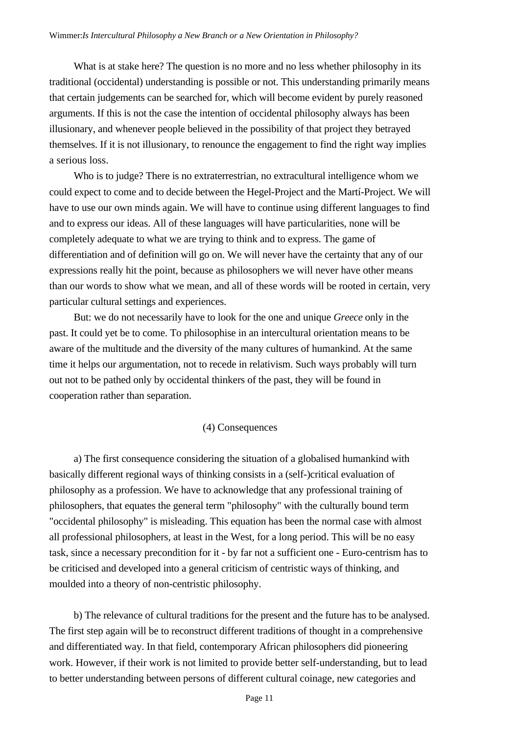What is at stake here? The question is no more and no less whether philosophy in its traditional (occidental) understanding is possible or not. This understanding primarily means that certain judgements can be searched for, which will become evident by purely reasoned arguments. If this is not the case the intention of occidental philosophy always has been illusionary, and whenever people believed in the possibility of that project they betrayed themselves. If it is not illusionary, to renounce the engagement to find the right way implies a serious loss.

Who is to judge? There is no extraterrestrian, no extracultural intelligence whom we could expect to come and to decide between the Hegel-Project and the Martí-Project. We will have to use our own minds again. We will have to continue using different languages to find and to express our ideas. All of these languages will have particularities, none will be completely adequate to what we are trying to think and to express. The game of differentiation and of definition will go on. We will never have the certainty that any of our expressions really hit the point, because as philosophers we will never have other means than our words to show what we mean, and all of these words will be rooted in certain, very particular cultural settings and experiences.

But: we do not necessarily have to look for the one and unique *Greece* only in the past. It could yet be to come. To philosophise in an intercultural orientation means to be aware of the multitude and the diversity of the many cultures of humankind. At the same time it helps our argumentation, not to recede in relativism. Such ways probably will turn out not to be pathed only by occidental thinkers of the past, they will be found in cooperation rather than separation.

## (4) Consequences

a) The first consequence considering the situation of a globalised humankind with basically different regional ways of thinking consists in a (self-)critical evaluation of philosophy as a profession. We have to acknowledge that any professional training of philosophers, that equates the general term "philosophy" with the culturally bound term "occidental philosophy" is misleading. This equation has been the normal case with almost all professional philosophers, at least in the West, for a long period. This will be no easy task, since a necessary precondition for it - by far not a sufficient one - Euro-centrism has to be criticised and developed into a general criticism of centristic ways of thinking, and moulded into a theory of non-centristic philosophy.

b) The relevance of cultural traditions for the present and the future has to be analysed. The first step again will be to reconstruct different traditions of thought in a comprehensive and differentiated way. In that field, contemporary African philosophers did pioneering work. However, if their work is not limited to provide better self-understanding, but to lead to better understanding between persons of different cultural coinage, new categories and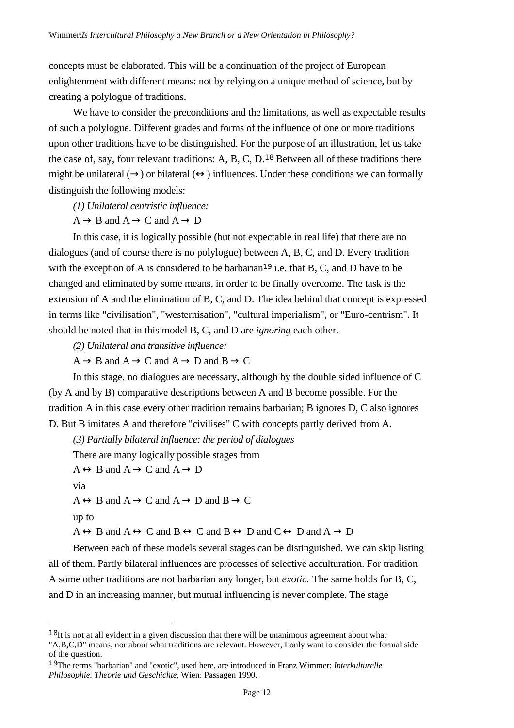concepts must be elaborated. This will be a continuation of the project of European enlightenment with different means: not by relying on a unique method of science, but by creating a polylogue of traditions.

We have to consider the preconditions and the limitations, as well as expectable results of such a polylogue. Different grades and forms of the influence of one or more traditions upon other traditions have to be distinguished. For the purpose of an illustration, let us take the case of, say, four relevant traditions: A, B, C, D.[18] Between all of these traditions there might be unilateral (→) or bilateral (↔) influences. Under these conditions we can formally distinguish the following models:

*(1) Unilateral centristic influence:*

A → B and A → C and A → D

In this case, it is logically possible (but not expectable in real life) that there are no dialogues (and of course there is no polylogue) between A, B, C, and D. Every tradition with the exception of A is considered to be barbarian[19] i.e. that B, C, and D have to be changed and eliminated by some means, in order to be finally overcome. The task is the extension of A and the elimination of B, C, and D. The idea behind that concept is expressed in terms like "civilisation", "westernisation", "cultural imperialism", or "Euro-centrism". It should be noted that in this model B, C, and D are *ignoring* each other.

*(2) Unilateral and transitive influence:*

A → B and A → C and A → D and B → C

In this stage, no dialogues are necessary, although by the double sided influence of C (by A and by B) comparative descriptions between A and B become possible. For the tradition A in this case every other tradition remains barbarian; B ignores D, C also ignores D. But B imitates A and therefore "civilises" C with concepts partly derived from A.

*(3) Partially bilateral influence: the period of dialogues*

There are many logically possible stages from

A ↔ B and A → C and A → D

via

A ↔ B and A → C and A → D and B → C

up to

A ↔ B and A ↔ C and B ↔ C and B ↔ D and C ↔ D and A → D

Between each of these models several stages can be distinguished. We can skip listing all of them. Partly bilateral influences are processes of selective acculturation. For tradition A some other traditions are not barbarian any longer, but *exotic.* The same holds for B, C, and D in an increasing manner, but mutual influencing is never complete. The stage

---

[18] It is not at all evident in a given discussion that there will be unanimous agreement about what "A,B,C,D" means, nor about what traditions are relevant. However, I only want to consider the formal side of the question.

[19] The terms "barbarian" and "exotic", used here, are introduced in Franz Wimmer: *Interkulturelle Philosophie. Theorie und Geschichte*, Wien: Passagen 1990.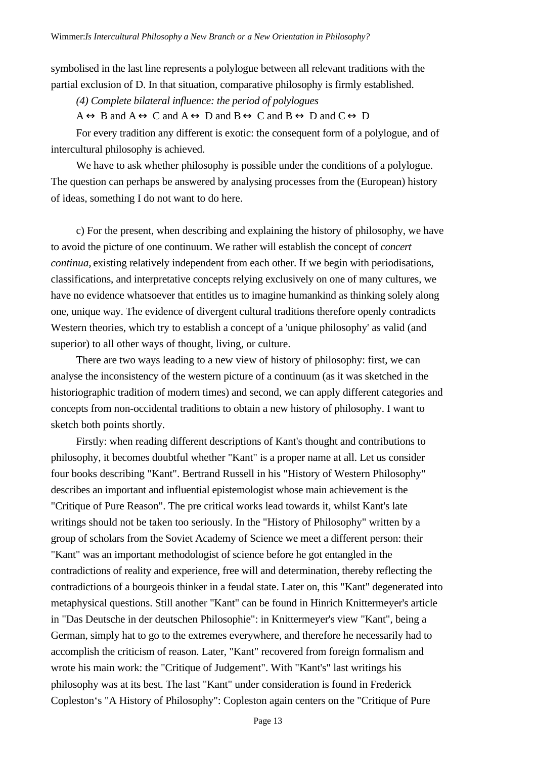symbolised in the last line represents a polylogue between all relevant traditions with the partial exclusion of D. In that situation, comparative philosophy is firmly established.

*(4) Complete bilateral influence: the period of polylogues*

A ↔ B and A ↔ C and A ↔ D and B ↔ C and B ↔ D and C ↔ D

For every tradition any different is exotic: the consequent form of a polylogue, and of intercultural philosophy is achieved.

We have to ask whether philosophy is possible under the conditions of a polylogue. The question can perhaps be answered by analysing processes from the (European) history of ideas, something I do not want to do here.

c) For the present, when describing and explaining the history of philosophy, we have to avoid the picture of one continuum. We rather will establish the concept of *concert continua,* existing relatively independent from each other. If we begin with periodisations, classifications, and interpretative concepts relying exclusively on one of many cultures, we have no evidence whatsoever that entitles us to imagine humankind as thinking solely along one, unique way. The evidence of divergent cultural traditions therefore openly contradicts Western theories, which try to establish a concept of a 'unique philosophy' as valid (and superior) to all other ways of thought, living, or culture.

There are two ways leading to a new view of history of philosophy: first, we can analyse the inconsistency of the western picture of a continuum (as it was sketched in the historiographic tradition of modern times) and second, we can apply different categories and concepts from non-occidental traditions to obtain a new history of philosophy. I want to sketch both points shortly.

Firstly: when reading different descriptions of Kant's thought and contributions to philosophy, it becomes doubtful whether "Kant" is a proper name at all. Let us consider four books describing "Kant". Bertrand Russell in his "History of Western Philosophy" describes an important and influential epistemologist whose main achievement is the "Critique of Pure Reason". The pre critical works lead towards it, whilst Kant's late writings should not be taken too seriously. In the "History of Philosophy" written by a group of scholars from the Soviet Academy of Science we meet a different person: their "Kant" was an important methodologist of science before he got entangled in the contradictions of reality and experience, free will and determination, thereby reflecting the contradictions of a bourgeois thinker in a feudal state. Later on, this "Kant" degenerated into metaphysical questions. Still another "Kant" can be found in Hinrich Knittermeyer's article in "Das Deutsche in der deutschen Philosophie": in Knittermeyer's view "Kant", being a German, simply hat to go to the extremes everywhere, and therefore he necessarily had to accomplish the criticism of reason. Later, "Kant" recovered from foreign formalism and wrote his main work: the "Critique of Judgement". With "Kant's" last writings his philosophy was at its best. The last "Kant" under consideration is found in Frederick Copleston‘s "A History of Philosophy": Copleston again centers on the "Critique of Pure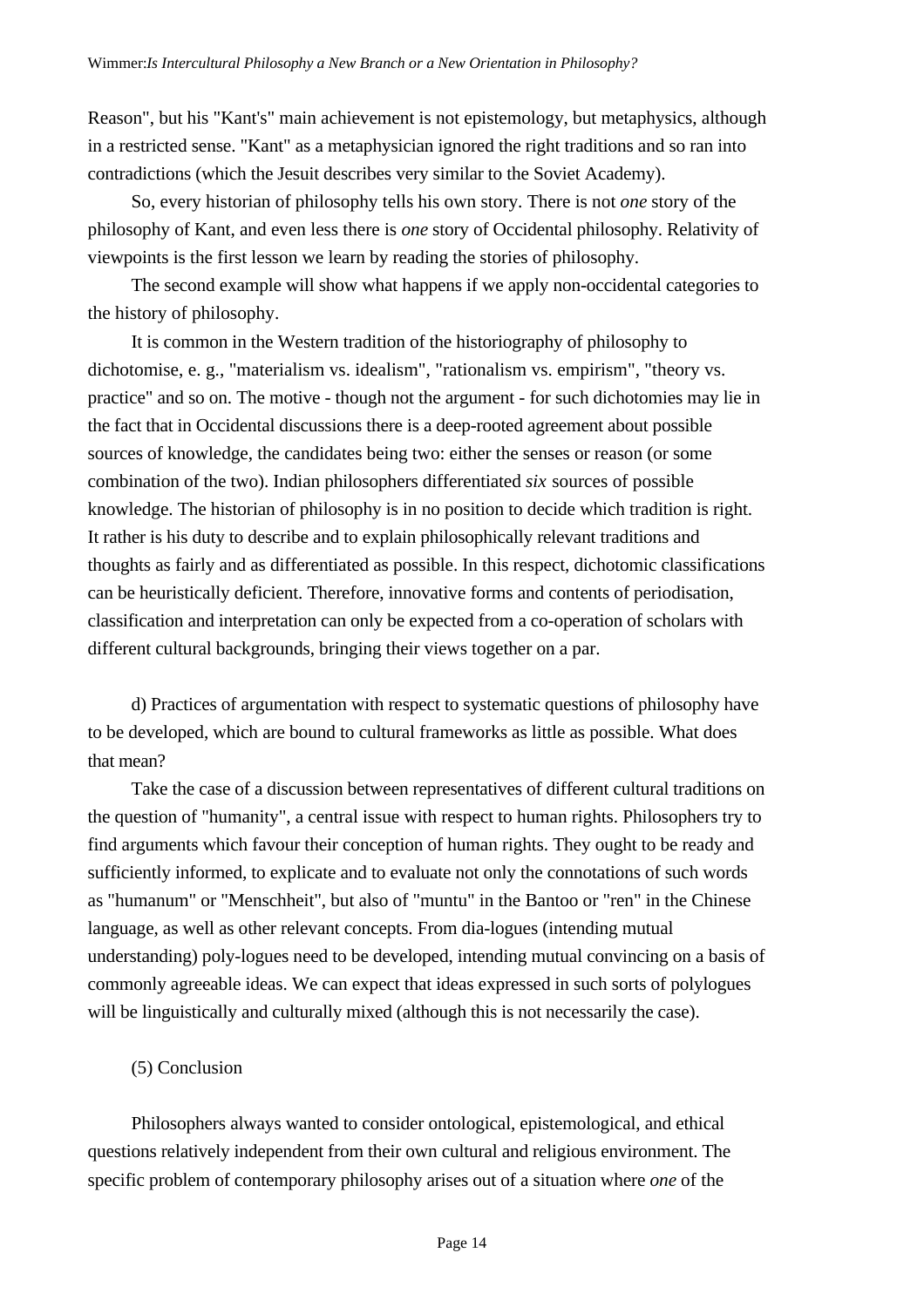Reason", but his "Kant's" main achievement is not epistemology, but metaphysics, although in a restricted sense. "Kant" as a metaphysician ignored the right traditions and so ran into contradictions (which the Jesuit describes very similar to the Soviet Academy).

So, every historian of philosophy tells his own story. There is not *one* story of the philosophy of Kant, and even less there is *one* story of Occidental philosophy. Relativity of viewpoints is the first lesson we learn by reading the stories of philosophy.

The second example will show what happens if we apply non-occidental categories to the history of philosophy.

It is common in the Western tradition of the historiography of philosophy to dichotomise, e. g., "materialism vs. idealism", "rationalism vs. empirism", "theory vs. practice" and so on. The motive - though not the argument - for such dichotomies may lie in the fact that in Occidental discussions there is a deep-rooted agreement about possible sources of knowledge, the candidates being two: either the senses or reason (or some combination of the two). Indian philosophers differentiated *six* sources of possible knowledge. The historian of philosophy is in no position to decide which tradition is right. It rather is his duty to describe and to explain philosophically relevant traditions and thoughts as fairly and as differentiated as possible. In this respect, dichotomic classifications can be heuristically deficient. Therefore, innovative forms and contents of periodisation, classification and interpretation can only be expected from a co-operation of scholars with different cultural backgrounds, bringing their views together on a par.

d) Practices of argumentation with respect to systematic questions of philosophy have to be developed, which are bound to cultural frameworks as little as possible. What does that mean?

Take the case of a discussion between representatives of different cultural traditions on the question of "humanity", a central issue with respect to human rights. Philosophers try to find arguments which favour their conception of human rights. They ought to be ready and sufficiently informed, to explicate and to evaluate not only the connotations of such words as "humanum" or "Menschheit", but also of "muntu" in the Bantoo or "ren" in the Chinese language, as well as other relevant concepts. From dia-logues (intending mutual understanding) poly-logues need to be developed, intending mutual convincing on a basis of commonly agreeable ideas. We can expect that ideas expressed in such sorts of polylogues will be linguistically and culturally mixed (although this is not necessarily the case).

## (5) Conclusion

Philosophers always wanted to consider ontological, epistemological, and ethical questions relatively independent from their own cultural and religious environment. The specific problem of contemporary philosophy arises out of a situation where *one* of the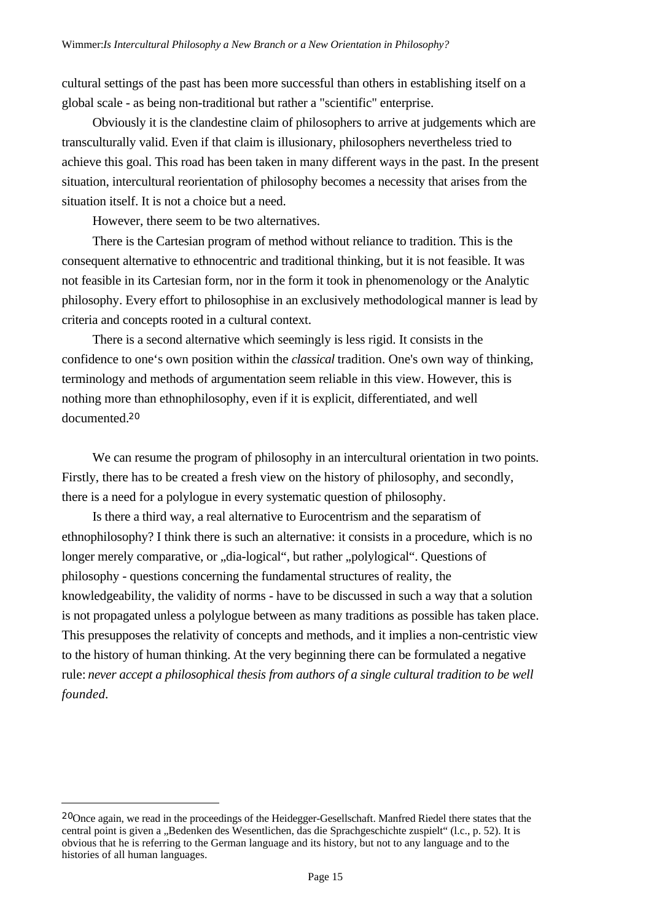cultural settings of the past has been more successful than others in establishing itself on a global scale - as being non-traditional but rather a "scientific" enterprise.

Obviously it is the clandestine claim of philosophers to arrive at judgements which are transculturally valid. Even if that claim is illusionary, philosophers nevertheless tried to achieve this goal. This road has been taken in many different ways in the past. In the present situation, intercultural reorientation of philosophy becomes a necessity that arises from the situation itself. It is not a choice but a need.

However, there seem to be two alternatives.

There is the Cartesian program of method without reliance to tradition. This is the consequent alternative to ethnocentric and traditional thinking, but it is not feasible. It was not feasible in its Cartesian form, nor in the form it took in phenomenology or the Analytic philosophy. Every effort to philosophise in an exclusively methodological manner is lead by criteria and concepts rooted in a cultural context.

There is a second alternative which seemingly is less rigid. It consists in the confidence to one's own position within the *classical* tradition. One's own way of thinking, terminology and methods of argumentation seem reliable in this view. However, this is nothing more than ethnophilosophy, even if it is explicit, differentiated, and well documented.[20]

We can resume the program of philosophy in an intercultural orientation in two points. Firstly, there has to be created a fresh view on the history of philosophy, and secondly, there is a need for a polylogue in every systematic question of philosophy.

Is there a third way, a real alternative to Eurocentrism and the separatism of ethnophilosophy? I think there is such an alternative: it consists in a procedure, which is no longer merely comparative, or „dia-logical", but rather „polylogical". Questions of philosophy - questions concerning the fundamental structures of reality, the knowledgeability, the validity of norms - have to be discussed in such a way that a solution is not propagated unless a polylogue between as many traditions as possible has taken place. This presupposes the relativity of concepts and methods, and it implies a non-centristic view to the history of human thinking. At the very beginning there can be formulated a negative rule: *never accept a philosophical thesis from authors of a single cultural tradition to be well founded*.

---

[20] Once again, we read in the proceedings of the Heidegger-Gesellschaft. Manfred Riedel there states that the central point is given a „Bedenken des Wesentlichen, das die Sprachgeschichte zuspielt" (l.c., p. 52). It is obvious that he is referring to the German language and its history, but not to any language and to the histories of all human languages.